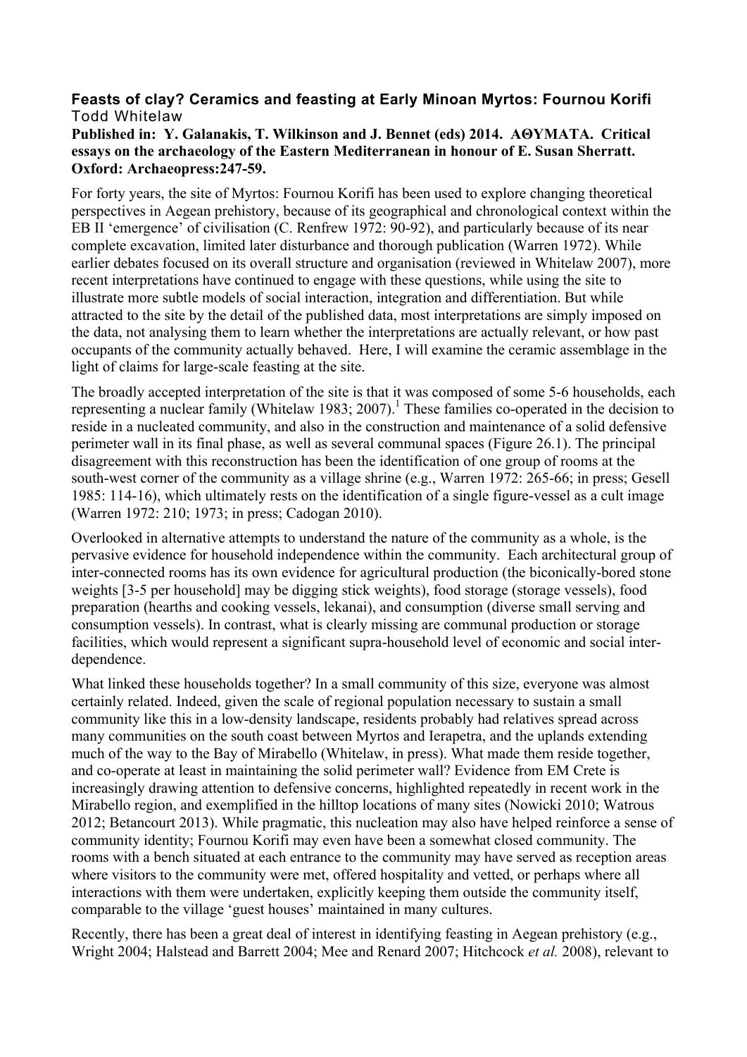**Feasts of clay? Ceramics and feasting at Early Minoan Myrtos: Fournou Korifi**
Todd Whitelaw

**Published in: Y. Galanakis, T. Wilkinson and J. Bennet (eds) 2014. ΑΘΥΜΑΤΑ. Critical essays on the archaeology of the Eastern Mediterranean in honour of E. Susan Sherratt. Oxford: Archaeopress:247-59.**

For forty years, the site of Myrtos: Fournou Korifi has been used to explore changing theoretical perspectives in Aegean prehistory, because of its geographical and chronological context within the EB II 'emergence' of civilisation (C. Renfrew 1972: 90-92), and particularly because of its near complete excavation, limited later disturbance and thorough publication (Warren 1972). While earlier debates focused on its overall structure and organisation (reviewed in Whitelaw 2007), more recent interpretations have continued to engage with these questions, while using the site to illustrate more subtle models of social interaction, integration and differentiation. But while attracted to the site by the detail of the published data, most interpretations are simply imposed on the data, not analysing them to learn whether the interpretations are actually relevant, or how past occupants of the community actually behaved. Here, I will examine the ceramic assemblage in the light of claims for large-scale feasting at the site.

The broadly accepted interpretation of the site is that it was composed of some 5-6 households, each representing a nuclear family (Whitelaw 1983; 2007).[1] These families co-operated in the decision to reside in a nucleated community, and also in the construction and maintenance of a solid defensive perimeter wall in its final phase, as well as several communal spaces (Figure 26.1). The principal disagreement with this reconstruction has been the identification of one group of rooms at the south-west corner of the community as a village shrine (e.g., Warren 1972: 265-66; in press; Gesell 1985: 114-16), which ultimately rests on the identification of a single figure-vessel as a cult image (Warren 1972: 210; 1973; in press; Cadogan 2010).

Overlooked in alternative attempts to understand the nature of the community as a whole, is the pervasive evidence for household independence within the community. Each architectural group of inter-connected rooms has its own evidence for agricultural production (the biconically-bored stone weights [3-5 per household] may be digging stick weights), food storage (storage vessels), food preparation (hearths and cooking vessels, lekanai), and consumption (diverse small serving and consumption vessels). In contrast, what is clearly missing are communal production or storage facilities, which would represent a significant supra-household level of economic and social inter-dependence.

What linked these households together? In a small community of this size, everyone was almost certainly related. Indeed, given the scale of regional population necessary to sustain a small community like this in a low-density landscape, residents probably had relatives spread across many communities on the south coast between Myrtos and Ierapetra, and the uplands extending much of the way to the Bay of Mirabello (Whitelaw, in press). What made them reside together, and co-operate at least in maintaining the solid perimeter wall? Evidence from EM Crete is increasingly drawing attention to defensive concerns, highlighted repeatedly in recent work in the Mirabello region, and exemplified in the hilltop locations of many sites (Nowicki 2010; Watrous 2012; Betancourt 2013). While pragmatic, this nucleation may also have helped reinforce a sense of community identity; Fournou Korifi may even have been a somewhat closed community. The rooms with a bench situated at each entrance to the community may have served as reception areas where visitors to the community were met, offered hospitality and vetted, or perhaps where all interactions with them were undertaken, explicitly keeping them outside the community itself, comparable to the village 'guest houses' maintained in many cultures.

Recently, there has been a great deal of interest in identifying feasting in Aegean prehistory (e.g., Wright 2004; Halstead and Barrett 2004; Mee and Renard 2007; Hitchcock *et al.* 2008), relevant to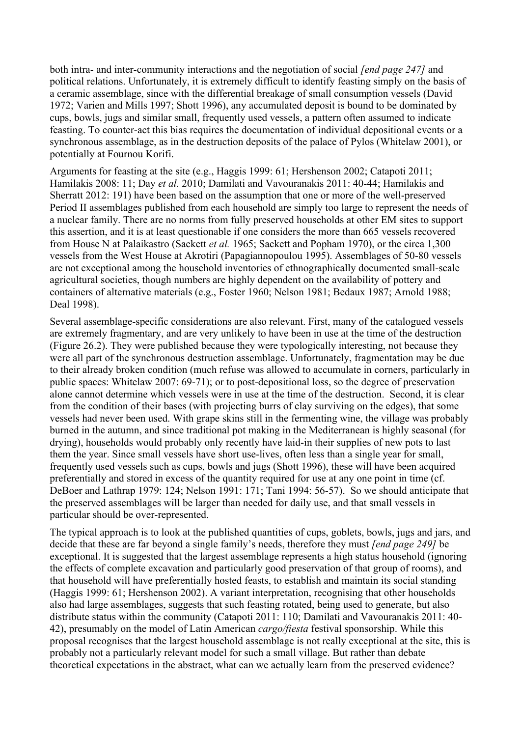both intra- and inter-community interactions and the negotiation of social *[end page 247]* and political relations. Unfortunately, it is extremely difficult to identify feasting simply on the basis of a ceramic assemblage, since with the differential breakage of small consumption vessels (David 1972; Varien and Mills 1997; Shott 1996), any accumulated deposit is bound to be dominated by cups, bowls, jugs and similar small, frequently used vessels, a pattern often assumed to indicate feasting. To counter-act this bias requires the documentation of individual depositional events or a synchronous assemblage, as in the destruction deposits of the palace of Pylos (Whitelaw 2001), or potentially at Fournou Korifi.

Arguments for feasting at the site (e.g., Haggis 1999: 61; Hershenson 2002; Catapoti 2011; Hamilakis 2008: 11; Day *et al.* 2010; Damilati and Vavouranakis 2011: 40-44; Hamilakis and Sherratt 2012: 191) have been based on the assumption that one or more of the well-preserved Period II assemblages published from each household are simply too large to represent the needs of a nuclear family. There are no norms from fully preserved households at other EM sites to support this assertion, and it is at least questionable if one considers the more than 665 vessels recovered from House N at Palaikastro (Sackett *et al.* 1965; Sackett and Popham 1970), or the circa 1,300 vessels from the West House at Akrotiri (Papagiannopoulou 1995). Assemblages of 50-80 vessels are not exceptional among the household inventories of ethnographically documented small-scale agricultural societies, though numbers are highly dependent on the availability of pottery and containers of alternative materials (e.g., Foster 1960; Nelson 1981; Bedaux 1987; Arnold 1988; Deal 1998).

Several assemblage-specific considerations are also relevant. First, many of the catalogued vessels are extremely fragmentary, and are very unlikely to have been in use at the time of the destruction (Figure 26.2). They were published because they were typologically interesting, not because they were all part of the synchronous destruction assemblage. Unfortunately, fragmentation may be due to their already broken condition (much refuse was allowed to accumulate in corners, particularly in public spaces: Whitelaw 2007: 69-71); or to post-depositional loss, so the degree of preservation alone cannot determine which vessels were in use at the time of the destruction. Second, it is clear from the condition of their bases (with projecting burrs of clay surviving on the edges), that some vessels had never been used. With grape skins still in the fermenting wine, the village was probably burned in the autumn, and since traditional pot making in the Mediterranean is highly seasonal (for drying), households would probably only recently have laid-in their supplies of new pots to last them the year. Since small vessels have short use-lives, often less than a single year for small, frequently used vessels such as cups, bowls and jugs (Shott 1996), these will have been acquired preferentially and stored in excess of the quantity required for use at any one point in time (cf. DeBoer and Lathrap 1979: 124; Nelson 1991: 171; Tani 1994: 56-57). So we should anticipate that the preserved assemblages will be larger than needed for daily use, and that small vessels in particular should be over-represented.

The typical approach is to look at the published quantities of cups, goblets, bowls, jugs and jars, and decide that these are far beyond a single family's needs, therefore they must *[end page 249]* be exceptional. It is suggested that the largest assemblage represents a high status household (ignoring the effects of complete excavation and particularly good preservation of that group of rooms), and that household will have preferentially hosted feasts, to establish and maintain its social standing (Haggis 1999: 61; Hershenson 2002). A variant interpretation, recognising that other households also had large assemblages, suggests that such feasting rotated, being used to generate, but also distribute status within the community (Catapoti 2011: 110; Damilati and Vavouranakis 2011: 40-42), presumably on the model of Latin American *cargo/fiesta* festival sponsorship. While this proposal recognises that the largest household assemblage is not really exceptional at the site, this is probably not a particularly relevant model for such a small village. But rather than debate theoretical expectations in the abstract, what can we actually learn from the preserved evidence?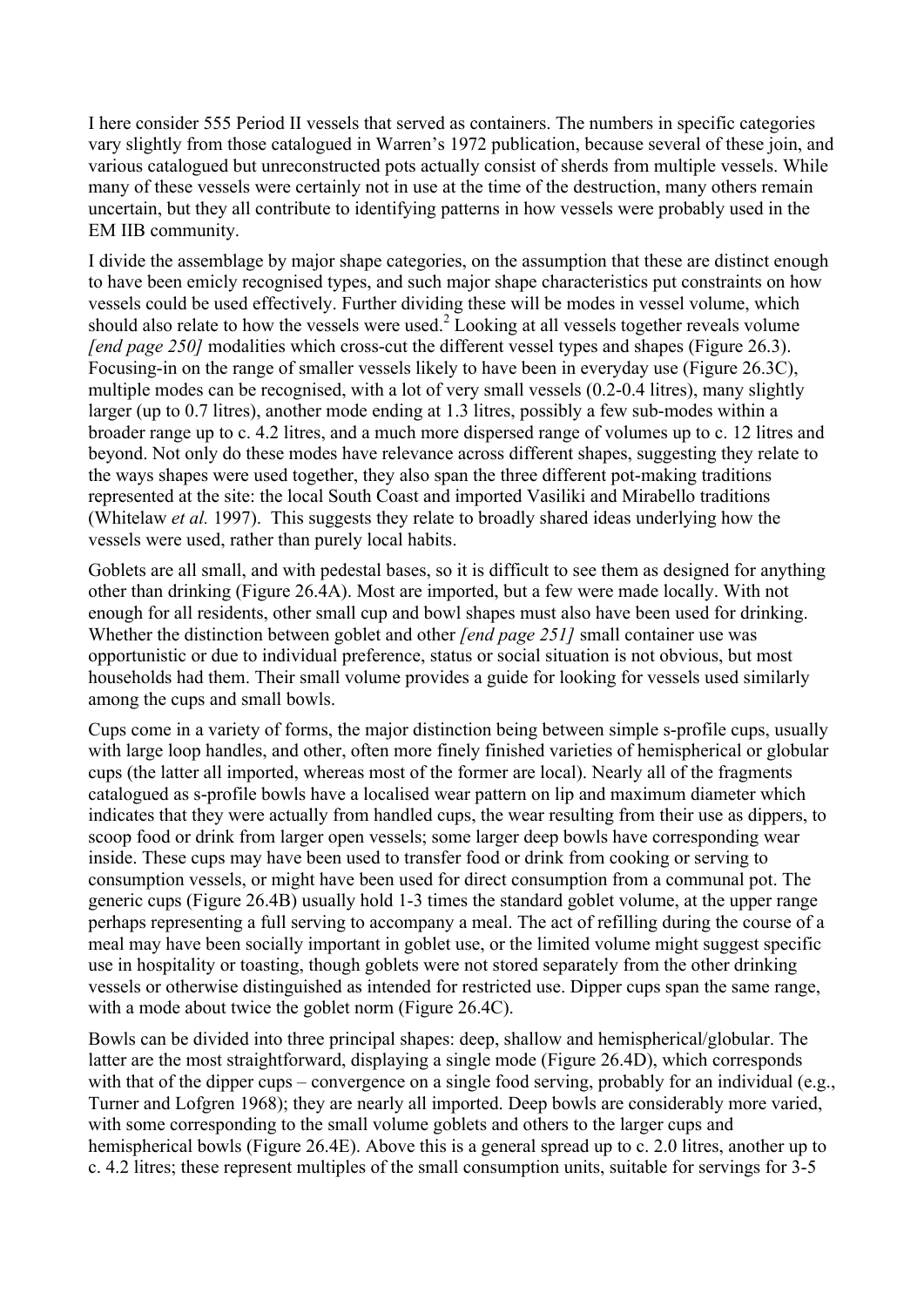I here consider 555 Period II vessels that served as containers. The numbers in specific categories vary slightly from those catalogued in Warren's 1972 publication, because several of these join, and various catalogued but unreconstructed pots actually consist of sherds from multiple vessels. While many of these vessels were certainly not in use at the time of the destruction, many others remain uncertain, but they all contribute to identifying patterns in how vessels were probably used in the EM IIB community.

I divide the assemblage by major shape categories, on the assumption that these are distinct enough to have been emicly recognised types, and such major shape characteristics put constraints on how vessels could be used effectively. Further dividing these will be modes in vessel volume, which should also relate to how the vessels were used.[2] Looking at all vessels together reveals volume *[end page 250]* modalities which cross-cut the different vessel types and shapes (Figure 26.3). Focusing-in on the range of smaller vessels likely to have been in everyday use (Figure 26.3C), multiple modes can be recognised, with a lot of very small vessels (0.2-0.4 litres), many slightly larger (up to 0.7 litres), another mode ending at 1.3 litres, possibly a few sub-modes within a broader range up to c. 4.2 litres, and a much more dispersed range of volumes up to c. 12 litres and beyond. Not only do these modes have relevance across different shapes, suggesting they relate to the ways shapes were used together, they also span the three different pot-making traditions represented at the site: the local South Coast and imported Vasiliki and Mirabello traditions (Whitelaw *et al.* 1997). This suggests they relate to broadly shared ideas underlying how the vessels were used, rather than purely local habits.

Goblets are all small, and with pedestal bases, so it is difficult to see them as designed for anything other than drinking (Figure 26.4A). Most are imported, but a few were made locally. With not enough for all residents, other small cup and bowl shapes must also have been used for drinking. Whether the distinction between goblet and other *[end page 251]* small container use was opportunistic or due to individual preference, status or social situation is not obvious, but most households had them. Their small volume provides a guide for looking for vessels used similarly among the cups and small bowls.

Cups come in a variety of forms, the major distinction being between simple s-profile cups, usually with large loop handles, and other, often more finely finished varieties of hemispherical or globular cups (the latter all imported, whereas most of the former are local). Nearly all of the fragments catalogued as s-profile bowls have a localised wear pattern on lip and maximum diameter which indicates that they were actually from handled cups, the wear resulting from their use as dippers, to scoop food or drink from larger open vessels; some larger deep bowls have corresponding wear inside. These cups may have been used to transfer food or drink from cooking or serving to consumption vessels, or might have been used for direct consumption from a communal pot. The generic cups (Figure 26.4B) usually hold 1-3 times the standard goblet volume, at the upper range perhaps representing a full serving to accompany a meal. The act of refilling during the course of a meal may have been socially important in goblet use, or the limited volume might suggest specific use in hospitality or toasting, though goblets were not stored separately from the other drinking vessels or otherwise distinguished as intended for restricted use. Dipper cups span the same range, with a mode about twice the goblet norm (Figure 26.4C).

Bowls can be divided into three principal shapes: deep, shallow and hemispherical/globular. The latter are the most straightforward, displaying a single mode (Figure 26.4D), which corresponds with that of the dipper cups – convergence on a single food serving, probably for an individual (e.g., Turner and Lofgren 1968); they are nearly all imported. Deep bowls are considerably more varied, with some corresponding to the small volume goblets and others to the larger cups and hemispherical bowls (Figure 26.4E). Above this is a general spread up to c. 2.0 litres, another up to c. 4.2 litres; these represent multiples of the small consumption units, suitable for servings for 3-5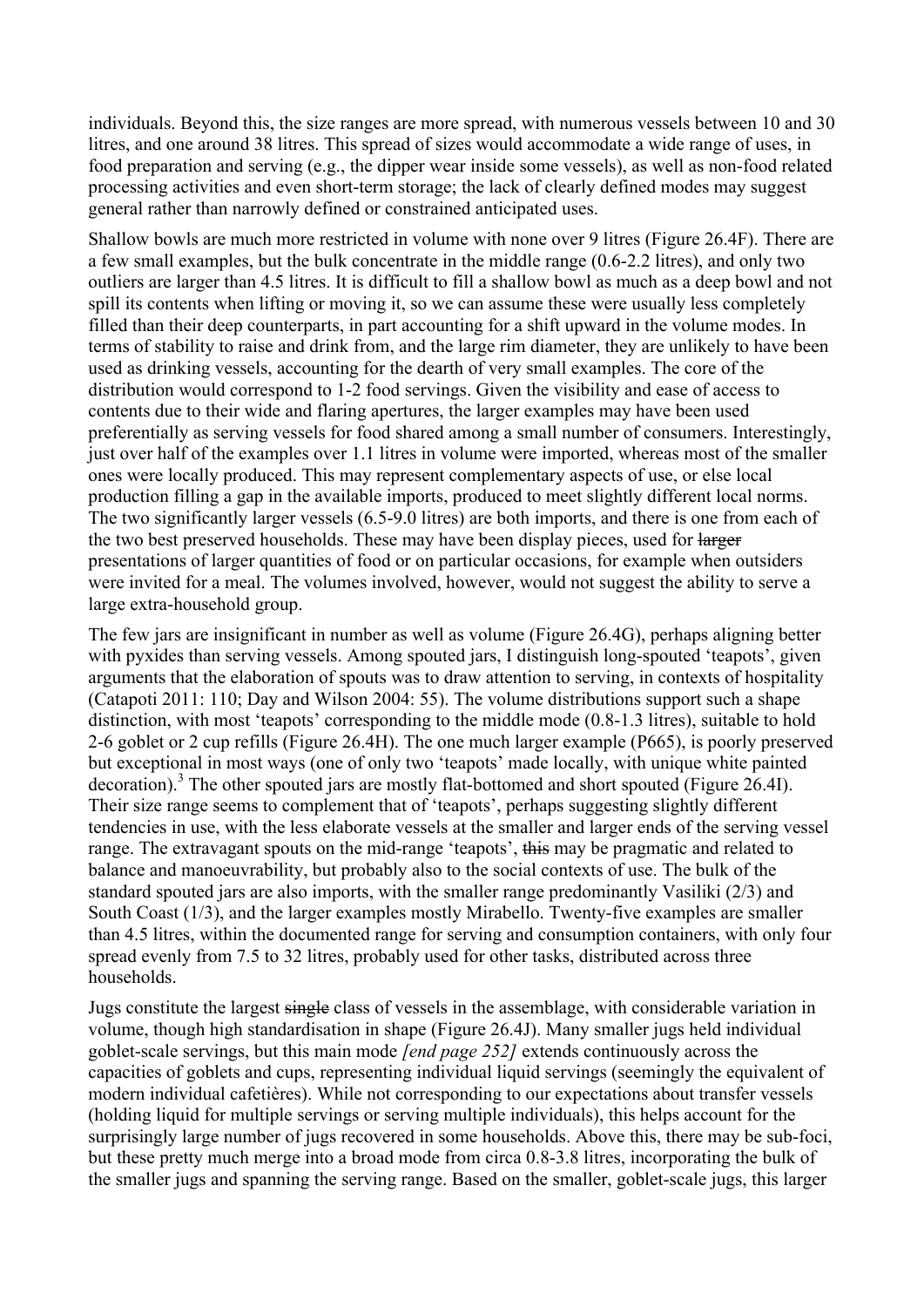individuals. Beyond this, the size ranges are more spread, with numerous vessels between 10 and 30 litres, and one around 38 litres. This spread of sizes would accommodate a wide range of uses, in food preparation and serving (e.g., the dipper wear inside some vessels), as well as non-food related processing activities and even short-term storage; the lack of clearly defined modes may suggest general rather than narrowly defined or constrained anticipated uses.

Shallow bowls are much more restricted in volume with none over 9 litres (Figure 26.4F). There are a few small examples, but the bulk concentrate in the middle range (0.6-2.2 litres), and only two outliers are larger than 4.5 litres. It is difficult to fill a shallow bowl as much as a deep bowl and not spill its contents when lifting or moving it, so we can assume these were usually less completely filled than their deep counterparts, in part accounting for a shift upward in the volume modes. In terms of stability to raise and drink from, and the large rim diameter, they are unlikely to have been used as drinking vessels, accounting for the dearth of very small examples. The core of the distribution would correspond to 1-2 food servings. Given the visibility and ease of access to contents due to their wide and flaring apertures, the larger examples may have been used preferentially as serving vessels for food shared among a small number of consumers. Interestingly, just over half of the examples over 1.1 litres in volume were imported, whereas most of the smaller ones were locally produced. This may represent complementary aspects of use, or else local production filling a gap in the available imports, produced to meet slightly different local norms. The two significantly larger vessels (6.5-9.0 litres) are both imports, and there is one from each of the two best preserved households. These may have been display pieces, used for ~~larger~~ presentations of larger quantities of food or on particular occasions, for example when outsiders were invited for a meal. The volumes involved, however, would not suggest the ability to serve a large extra-household group.

The few jars are insignificant in number as well as volume (Figure 26.4G), perhaps aligning better with pyxides than serving vessels. Among spouted jars, I distinguish long-spouted 'teapots', given arguments that the elaboration of spouts was to draw attention to serving, in contexts of hospitality (Catapoti 2011: 110; Day and Wilson 2004: 55). The volume distributions support such a shape distinction, with most 'teapots' corresponding to the middle mode (0.8-1.3 litres), suitable to hold 2-6 goblet or 2 cup refills (Figure 26.4H). The one much larger example (P665), is poorly preserved but exceptional in most ways (one of only two 'teapots' made locally, with unique white painted decoration).[3] The other spouted jars are mostly flat-bottomed and short spouted (Figure 26.4I). Their size range seems to complement that of 'teapots', perhaps suggesting slightly different tendencies in use, with the less elaborate vessels at the smaller and larger ends of the serving vessel range. The extravagant spouts on the mid-range 'teapots', ~~this~~ may be pragmatic and related to balance and manoeuvrability, but probably also to the social contexts of use. The bulk of the standard spouted jars are also imports, with the smaller range predominantly Vasiliki (2/3) and South Coast (1/3), and the larger examples mostly Mirabello. Twenty-five examples are smaller than 4.5 litres, within the documented range for serving and consumption containers, with only four spread evenly from 7.5 to 32 litres, probably used for other tasks, distributed across three households.

Jugs constitute the largest ~~single~~ class of vessels in the assemblage, with considerable variation in volume, though high standardisation in shape (Figure 26.4J). Many smaller jugs held individual goblet-scale servings, but this main mode *[end page 252]* extends continuously across the capacities of goblets and cups, representing individual liquid servings (seemingly the equivalent of modern individual cafetières). While not corresponding to our expectations about transfer vessels (holding liquid for multiple servings or serving multiple individuals), this helps account for the surprisingly large number of jugs recovered in some households. Above this, there may be sub-foci, but these pretty much merge into a broad mode from circa 0.8-3.8 litres, incorporating the bulk of the smaller jugs and spanning the serving range. Based on the smaller, goblet-scale jugs, this larger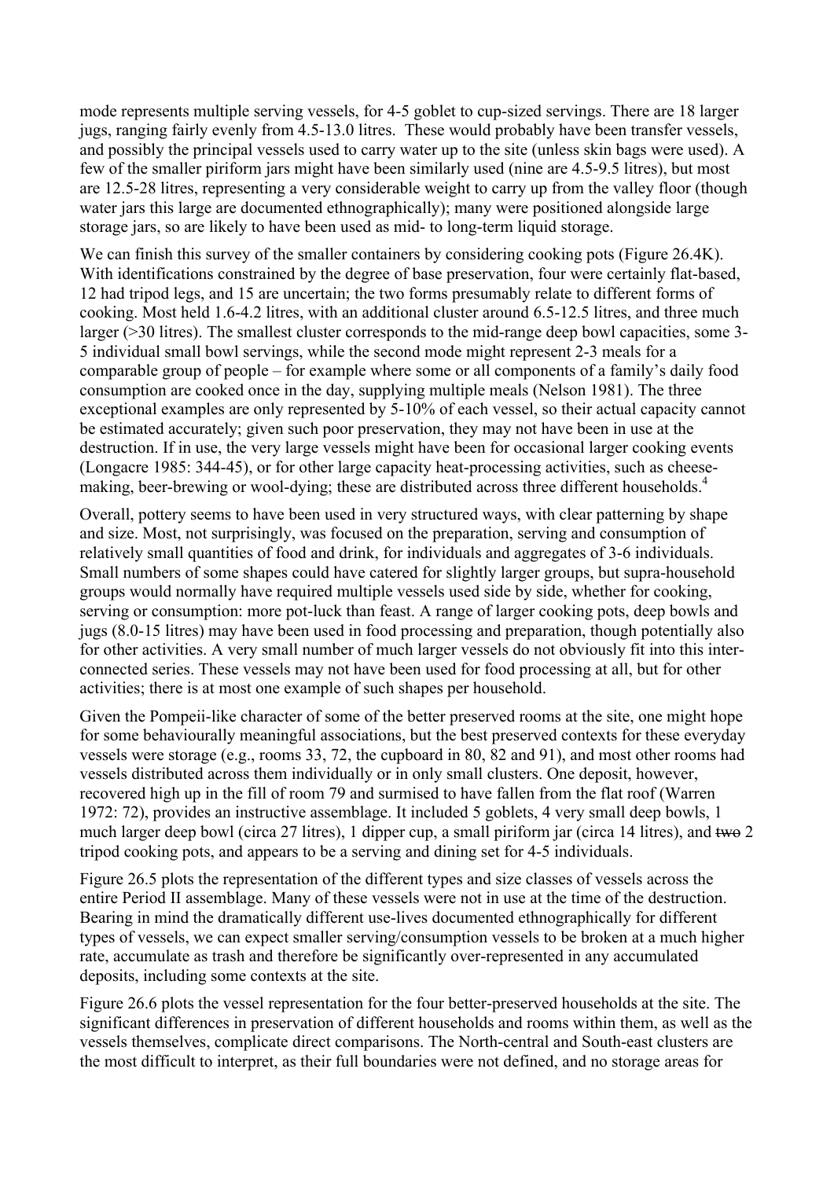mode represents multiple serving vessels, for 4-5 goblet to cup-sized servings. There are 18 larger jugs, ranging fairly evenly from 4.5-13.0 litres. These would probably have been transfer vessels, and possibly the principal vessels used to carry water up to the site (unless skin bags were used). A few of the smaller piriform jars might have been similarly used (nine are 4.5-9.5 litres), but most are 12.5-28 litres, representing a very considerable weight to carry up from the valley floor (though water jars this large are documented ethnographically); many were positioned alongside large storage jars, so are likely to have been used as mid- to long-term liquid storage.

We can finish this survey of the smaller containers by considering cooking pots (Figure 26.4K). With identifications constrained by the degree of base preservation, four were certainly flat-based, 12 had tripod legs, and 15 are uncertain; the two forms presumably relate to different forms of cooking. Most held 1.6-4.2 litres, with an additional cluster around 6.5-12.5 litres, and three much larger (>30 litres). The smallest cluster corresponds to the mid-range deep bowl capacities, some 3-5 individual small bowl servings, while the second mode might represent 2-3 meals for a comparable group of people – for example where some or all components of a family's daily food consumption are cooked once in the day, supplying multiple meals (Nelson 1981). The three exceptional examples are only represented by 5-10% of each vessel, so their actual capacity cannot be estimated accurately; given such poor preservation, they may not have been in use at the destruction. If in use, the very large vessels might have been for occasional larger cooking events (Longacre 1985: 344-45), or for other large capacity heat-processing activities, such as cheese-making, beer-brewing or wool-dying; these are distributed across three different households.[4]

Overall, pottery seems to have been used in very structured ways, with clear patterning by shape and size. Most, not surprisingly, was focused on the preparation, serving and consumption of relatively small quantities of food and drink, for individuals and aggregates of 3-6 individuals. Small numbers of some shapes could have catered for slightly larger groups, but supra-household groups would normally have required multiple vessels used side by side, whether for cooking, serving or consumption: more pot-luck than feast. A range of larger cooking pots, deep bowls and jugs (8.0-15 litres) may have been used in food processing and preparation, though potentially also for other activities. A very small number of much larger vessels do not obviously fit into this inter-connected series. These vessels may not have been used for food processing at all, but for other activities; there is at most one example of such shapes per household.

Given the Pompeii-like character of some of the better preserved rooms at the site, one might hope for some behaviourally meaningful associations, but the best preserved contexts for these everyday vessels were storage (e.g., rooms 33, 72, the cupboard in 80, 82 and 91), and most other rooms had vessels distributed across them individually or in only small clusters. One deposit, however, recovered high up in the fill of room 79 and surmised to have fallen from the flat roof (Warren 1972: 72), provides an instructive assemblage. It included 5 goblets, 4 very small deep bowls, 1 much larger deep bowl (circa 27 litres), 1 dipper cup, a small piriform jar (circa 14 litres), and ~~two~~ 2 tripod cooking pots, and appears to be a serving and dining set for 4-5 individuals.

Figure 26.5 plots the representation of the different types and size classes of vessels across the entire Period II assemblage. Many of these vessels were not in use at the time of the destruction. Bearing in mind the dramatically different use-lives documented ethnographically for different types of vessels, we can expect smaller serving/consumption vessels to be broken at a much higher rate, accumulate as trash and therefore be significantly over-represented in any accumulated deposits, including some contexts at the site.

Figure 26.6 plots the vessel representation for the four better-preserved households at the site. The significant differences in preservation of different households and rooms within them, as well as the vessels themselves, complicate direct comparisons. The North-central and South-east clusters are the most difficult to interpret, as their full boundaries were not defined, and no storage areas for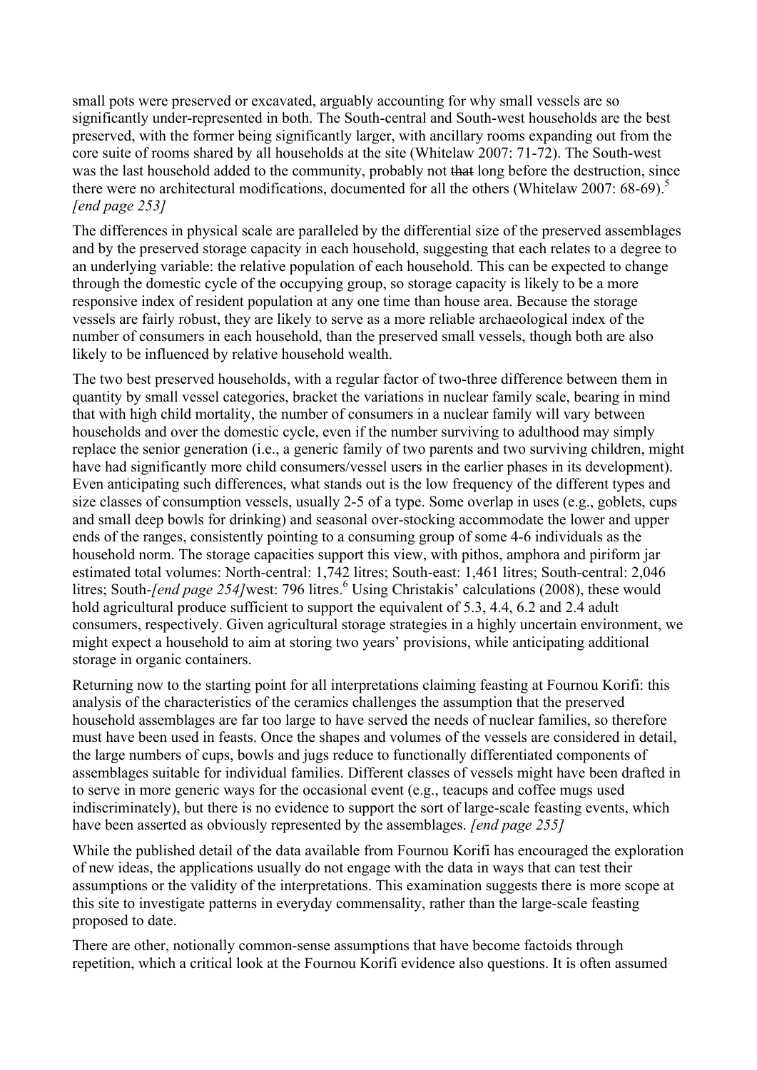small pots were preserved or excavated, arguably accounting for why small vessels are so significantly under-represented in both. The South-central and South-west households are the best preserved, with the former being significantly larger, with ancillary rooms expanding out from the core suite of rooms shared by all households at the site (Whitelaw 2007: 71-72). The South-west was the last household added to the community, probably not ~~that~~ long before the destruction, since there were no architectural modifications, documented for all the others (Whitelaw 2007: 68-69).[5] *[end page 253]*

The differences in physical scale are paralleled by the differential size of the preserved assemblages and by the preserved storage capacity in each household, suggesting that each relates to a degree to an underlying variable: the relative population of each household. This can be expected to change through the domestic cycle of the occupying group, so storage capacity is likely to be a more responsive index of resident population at any one time than house area. Because the storage vessels are fairly robust, they are likely to serve as a more reliable archaeological index of the number of consumers in each household, than the preserved small vessels, though both are also likely to be influenced by relative household wealth.

The two best preserved households, with a regular factor of two-three difference between them in quantity by small vessel categories, bracket the variations in nuclear family scale, bearing in mind that with high child mortality, the number of consumers in a nuclear family will vary between households and over the domestic cycle, even if the number surviving to adulthood may simply replace the senior generation (i.e., a generic family of two parents and two surviving children, might have had significantly more child consumers/vessel users in the earlier phases in its development). Even anticipating such differences, what stands out is the low frequency of the different types and size classes of consumption vessels, usually 2-5 of a type. Some overlap in uses (e.g., goblets, cups and small deep bowls for drinking) and seasonal over-stocking accommodate the lower and upper ends of the ranges, consistently pointing to a consuming group of some 4-6 individuals as the household norm. The storage capacities support this view, with pithos, amphora and piriform jar estimated total volumes: North-central: 1,742 litres; South-east: 1,461 litres; South-central: 2,046 litres; South-*[end page 254]*west: 796 litres.[6] Using Christakis' calculations (2008), these would hold agricultural produce sufficient to support the equivalent of 5.3, 4.4, 6.2 and 2.4 adult consumers, respectively. Given agricultural storage strategies in a highly uncertain environment, we might expect a household to aim at storing two years' provisions, while anticipating additional storage in organic containers.

Returning now to the starting point for all interpretations claiming feasting at Fournou Korifi: this analysis of the characteristics of the ceramics challenges the assumption that the preserved household assemblages are far too large to have served the needs of nuclear families, so therefore must have been used in feasts. Once the shapes and volumes of the vessels are considered in detail, the large numbers of cups, bowls and jugs reduce to functionally differentiated components of assemblages suitable for individual families. Different classes of vessels might have been drafted in to serve in more generic ways for the occasional event (e.g., teacups and coffee mugs used indiscriminately), but there is no evidence to support the sort of large-scale feasting events, which have been asserted as obviously represented by the assemblages. *[end page 255]*

While the published detail of the data available from Fournou Korifi has encouraged the exploration of new ideas, the applications usually do not engage with the data in ways that can test their assumptions or the validity of the interpretations. This examination suggests there is more scope at this site to investigate patterns in everyday commensality, rather than the large-scale feasting proposed to date.

There are other, notionally common-sense assumptions that have become factoids through repetition, which a critical look at the Fournou Korifi evidence also questions. It is often assumed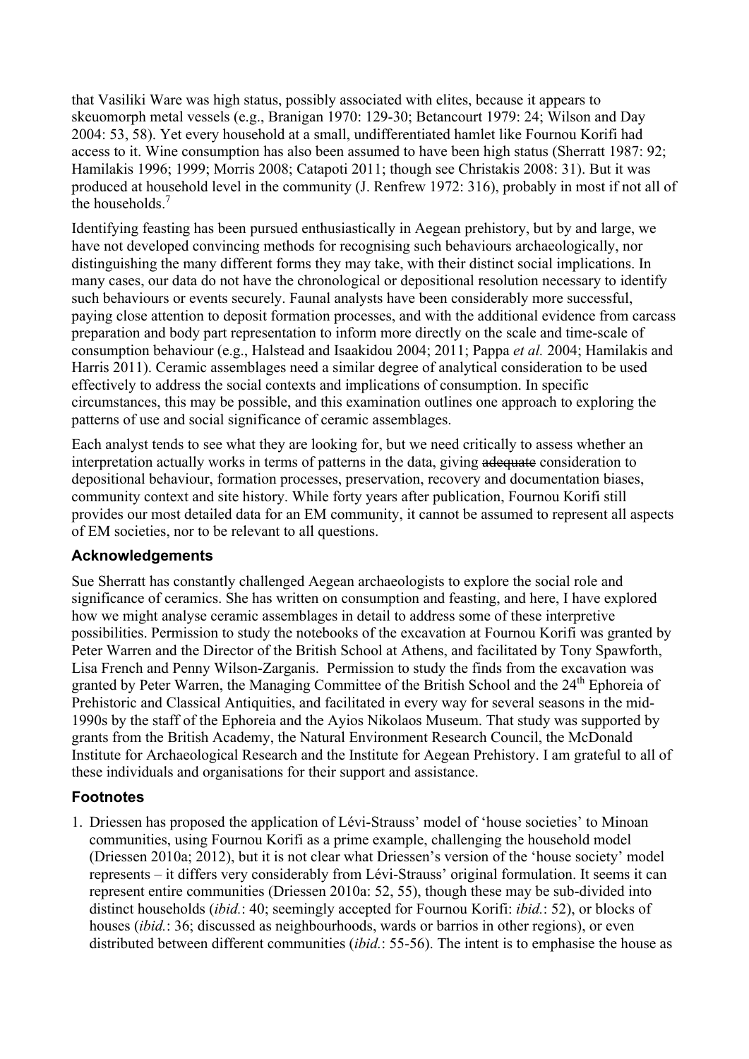that Vasiliki Ware was high status, possibly associated with elites, because it appears to skeuomorph metal vessels (e.g., Branigan 1970: 129-30; Betancourt 1979: 24; Wilson and Day 2004: 53, 58). Yet every household at a small, undifferentiated hamlet like Fournou Korifi had access to it. Wine consumption has also been assumed to have been high status (Sherratt 1987: 92; Hamilakis 1996; 1999; Morris 2008; Catapoti 2011; though see Christakis 2008: 31). But it was produced at household level in the community (J. Renfrew 1972: 316), probably in most if not all of the households.[7]

Identifying feasting has been pursued enthusiastically in Aegean prehistory, but by and large, we have not developed convincing methods for recognising such behaviours archaeologically, nor distinguishing the many different forms they may take, with their distinct social implications. In many cases, our data do not have the chronological or depositional resolution necessary to identify such behaviours or events securely. Faunal analysts have been considerably more successful, paying close attention to deposit formation processes, and with the additional evidence from carcass preparation and body part representation to inform more directly on the scale and time-scale of consumption behaviour (e.g., Halstead and Isaakidou 2004; 2011; Pappa *et al.* 2004; Hamilakis and Harris 2011). Ceramic assemblages need a similar degree of analytical consideration to be used effectively to address the social contexts and implications of consumption. In specific circumstances, this may be possible, and this examination outlines one approach to exploring the patterns of use and social significance of ceramic assemblages.

Each analyst tends to see what they are looking for, but we need critically to assess whether an interpretation actually works in terms of patterns in the data, giving ~~adequate~~ consideration to depositional behaviour, formation processes, preservation, recovery and documentation biases, community context and site history. While forty years after publication, Fournou Korifi still provides our most detailed data for an EM community, it cannot be assumed to represent all aspects of EM societies, nor to be relevant to all questions.

## Acknowledgements

Sue Sherratt has constantly challenged Aegean archaeologists to explore the social role and significance of ceramics. She has written on consumption and feasting, and here, I have explored how we might analyse ceramic assemblages in detail to address some of these interpretive possibilities. Permission to study the notebooks of the excavation at Fournou Korifi was granted by Peter Warren and the Director of the British School at Athens, and facilitated by Tony Spawforth, Lisa French and Penny Wilson-Zarganis. Permission to study the finds from the excavation was granted by Peter Warren, the Managing Committee of the British School and the 24th Ephoreia of Prehistoric and Classical Antiquities, and facilitated in every way for several seasons in the mid-1990s by the staff of the Ephoreia and the Ayios Nikolaos Museum. That study was supported by grants from the British Academy, the Natural Environment Research Council, the McDonald Institute for Archaeological Research and the Institute for Aegean Prehistory. I am grateful to all of these individuals and organisations for their support and assistance.

## Footnotes

1. Driessen has proposed the application of Lévi-Strauss' model of 'house societies' to Minoan communities, using Fournou Korifi as a prime example, challenging the household model (Driessen 2010a; 2012), but it is not clear what Driessen's version of the 'house society' model represents – it differs very considerably from Lévi-Strauss' original formulation. It seems it can represent entire communities (Driessen 2010a: 52, 55), though these may be sub-divided into distinct households (*ibid.*: 40; seemingly accepted for Fournou Korifi: *ibid.*: 52), or blocks of houses (*ibid.*: 36; discussed as neighbourhoods, wards or barrios in other regions), or even distributed between different communities (*ibid.*: 55-56). The intent is to emphasise the house as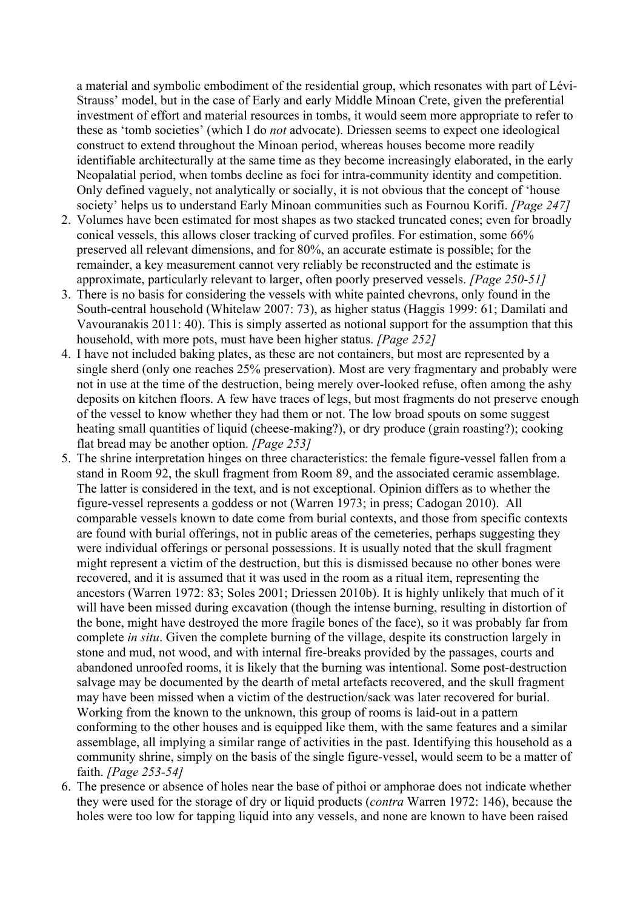a material and symbolic embodiment of the residential group, which resonates with part of Lévi-Strauss' model, but in the case of Early and early Middle Minoan Crete, given the preferential investment of effort and material resources in tombs, it would seem more appropriate to refer to these as 'tomb societies' (which I do *not* advocate). Driessen seems to expect one ideological construct to extend throughout the Minoan period, whereas houses become more readily identifiable architecturally at the same time as they become increasingly elaborated, in the early Neopalatial period, when tombs decline as foci for intra-community identity and competition. Only defined vaguely, not analytically or socially, it is not obvious that the concept of 'house society' helps us to understand Early Minoan communities such as Fournou Korifi. *[Page 247]*

2. Volumes have been estimated for most shapes as two stacked truncated cones; even for broadly conical vessels, this allows closer tracking of curved profiles. For estimation, some 66% preserved all relevant dimensions, and for 80%, an accurate estimate is possible; for the remainder, a key measurement cannot very reliably be reconstructed and the estimate is approximate, particularly relevant to larger, often poorly preserved vessels. *[Page 250-51]*
3. There is no basis for considering the vessels with white painted chevrons, only found in the South-central household (Whitelaw 2007: 73), as higher status (Haggis 1999: 61; Damilati and Vavouranakis 2011: 40). This is simply asserted as notional support for the assumption that this household, with more pots, must have been higher status. *[Page 252]*
4. I have not included baking plates, as these are not containers, but most are represented by a single sherd (only one reaches 25% preservation). Most are very fragmentary and probably were not in use at the time of the destruction, being merely over-looked refuse, often among the ashy deposits on kitchen floors. A few have traces of legs, but most fragments do not preserve enough of the vessel to know whether they had them or not. The low broad spouts on some suggest heating small quantities of liquid (cheese-making?), or dry produce (grain roasting?); cooking flat bread may be another option. *[Page 253]*
5. The shrine interpretation hinges on three characteristics: the female figure-vessel fallen from a stand in Room 92, the skull fragment from Room 89, and the associated ceramic assemblage. The latter is considered in the text, and is not exceptional. Opinion differs as to whether the figure-vessel represents a goddess or not (Warren 1973; in press; Cadogan 2010). All comparable vessels known to date come from burial contexts, and those from specific contexts are found with burial offerings, not in public areas of the cemeteries, perhaps suggesting they were individual offerings or personal possessions. It is usually noted that the skull fragment might represent a victim of the destruction, but this is dismissed because no other bones were recovered, and it is assumed that it was used in the room as a ritual item, representing the ancestors (Warren 1972: 83; Soles 2001; Driessen 2010b). It is highly unlikely that much of it will have been missed during excavation (though the intense burning, resulting in distortion of the bone, might have destroyed the more fragile bones of the face), so it was probably far from complete *in situ*. Given the complete burning of the village, despite its construction largely in stone and mud, not wood, and with internal fire-breaks provided by the passages, courts and abandoned unroofed rooms, it is likely that the burning was intentional. Some post-destruction salvage may be documented by the dearth of metal artefacts recovered, and the skull fragment may have been missed when a victim of the destruction/sack was later recovered for burial. Working from the known to the unknown, this group of rooms is laid-out in a pattern conforming to the other houses and is equipped like them, with the same features and a similar assemblage, all implying a similar range of activities in the past. Identifying this household as a community shrine, simply on the basis of the single figure-vessel, would seem to be a matter of faith. *[Page 253-54]*
6. The presence or absence of holes near the base of pithoi or amphorae does not indicate whether they were used for the storage of dry or liquid products (*contra* Warren 1972: 146), because the holes were too low for tapping liquid into any vessels, and none are known to have been raised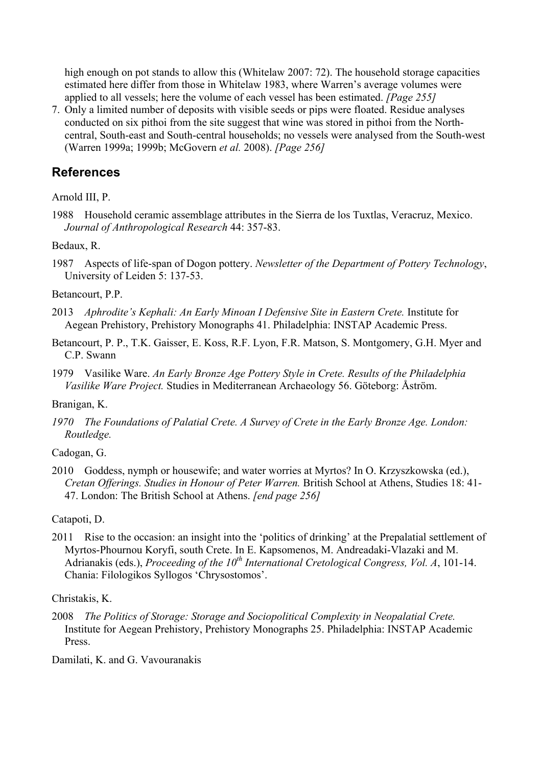high enough on pot stands to allow this (Whitelaw 2007: 72). The household storage capacities estimated here differ from those in Whitelaw 1983, where Warren's average volumes were applied to all vessels; here the volume of each vessel has been estimated. *[Page 255]*

7. Only a limited number of deposits with visible seeds or pips were floated. Residue analyses conducted on six pithoi from the site suggest that wine was stored in pithoi from the North-central, South-east and South-central households; no vessels were analysed from the South-west (Warren 1999a; 1999b; McGovern *et al.* 2008). *[Page 256]*

## References

Arnold III, P.

1988 Household ceramic assemblage attributes in the Sierra de los Tuxtlas, Veracruz, Mexico. *Journal of Anthropological Research* 44: 357-83.

Bedaux, R.

1987 Aspects of life-span of Dogon pottery. *Newsletter of the Department of Pottery Technology*, University of Leiden 5: 137-53.

Betancourt, P.P.

2013 *Aphrodite's Kephali: An Early Minoan I Defensive Site in Eastern Crete.* Institute for Aegean Prehistory, Prehistory Monographs 41. Philadelphia: INSTAP Academic Press.

Betancourt, P. P., T.K. Gaisser, E. Koss, R.F. Lyon, F.R. Matson, S. Montgomery, G.H. Myer and C.P. Swann

1979 Vasilike Ware. *An Early Bronze Age Pottery Style in Crete. Results of the Philadelphia Vasilike Ware Project.* Studies in Mediterranean Archaeology 56. Göteborg: Åström.

Branigan, K.

*1970 The Foundations of Palatial Crete. A Survey of Crete in the Early Bronze Age. London: Routledge.*

Cadogan, G.

2010 Goddess, nymph or housewife; and water worries at Myrtos? In O. Krzyszkowska (ed.), *Cretan Offerings. Studies in Honour of Peter Warren.* British School at Athens, Studies 18: 41-47. London: The British School at Athens. *[end page 256]*

Catapoti, D.

2011 Rise to the occasion: an insight into the 'politics of drinking' at the Prepalatial settlement of Myrtos-Phournou Koryfi, south Crete. In E. Kapsomenos, M. Andreadaki-Vlazaki and M. Adrianakis (eds.), *Proceeding of the 10th International Cretological Congress, Vol. A*, 101-14. Chania: Filologikos Syllogos 'Chrysostomos'.

Christakis, K.

2008 *The Politics of Storage: Storage and Sociopolitical Complexity in Neopalatial Crete.* Institute for Aegean Prehistory, Prehistory Monographs 25. Philadelphia: INSTAP Academic Press.

Damilati, K. and G. Vavouranakis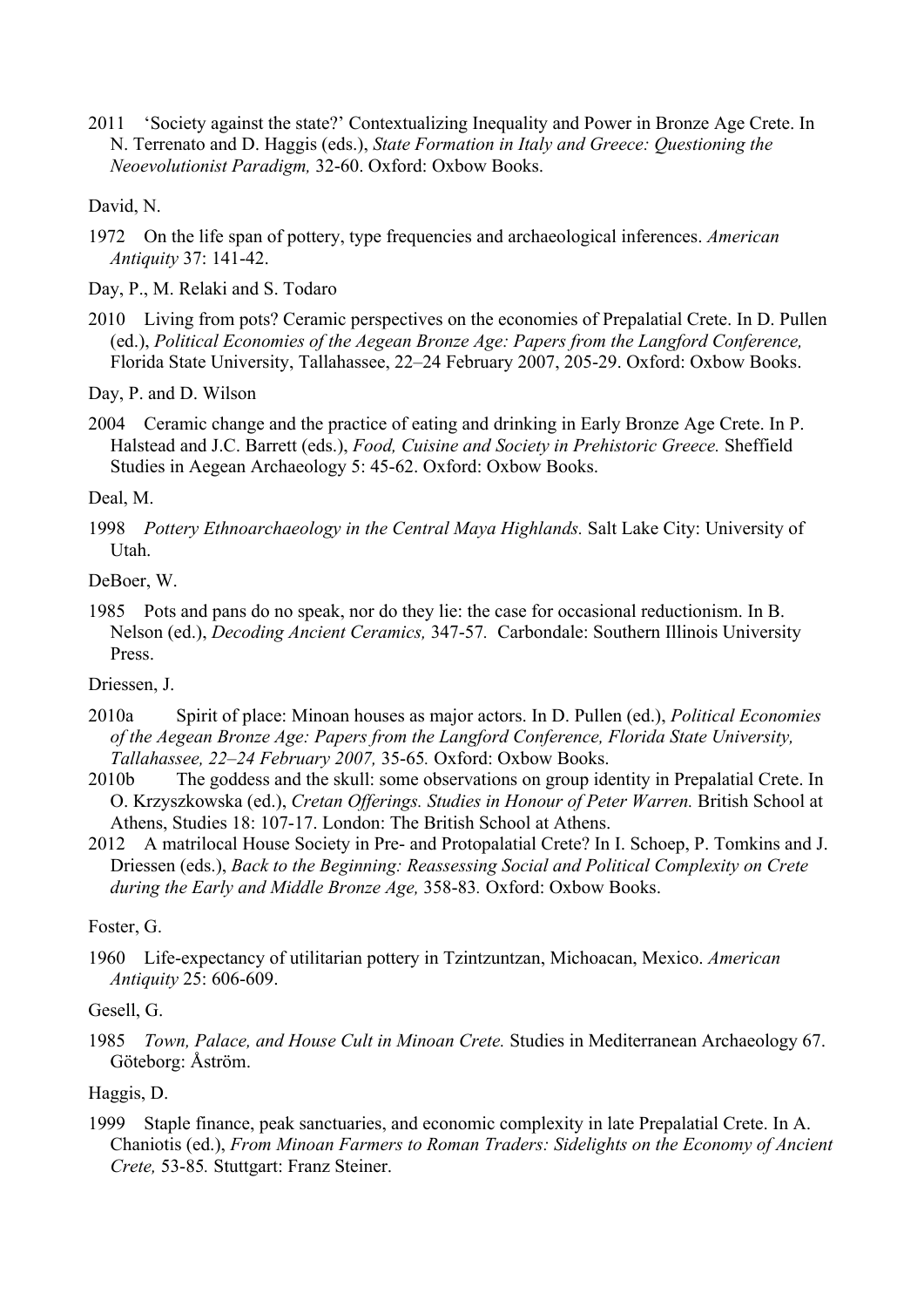2011 'Society against the state?' Contextualizing Inequality and Power in Bronze Age Crete. In N. Terrenato and D. Haggis (eds.), *State Formation in Italy and Greece: Questioning the Neoevolutionist Paradigm,* 32-60. Oxford: Oxbow Books.

David, N.

1972 On the life span of pottery, type frequencies and archaeological inferences. *American Antiquity* 37: 141-42.

Day, P., M. Relaki and S. Todaro

2010 Living from pots? Ceramic perspectives on the economies of Prepalatial Crete. In D. Pullen (ed.), *Political Economies of the Aegean Bronze Age: Papers from the Langford Conference,* Florida State University, Tallahassee, 22–24 February 2007, 205-29. Oxford: Oxbow Books.

Day, P. and D. Wilson

2004 Ceramic change and the practice of eating and drinking in Early Bronze Age Crete. In P. Halstead and J.C. Barrett (eds.), *Food, Cuisine and Society in Prehistoric Greece.* Sheffield Studies in Aegean Archaeology 5: 45-62. Oxford: Oxbow Books.

Deal, M.

1998 *Pottery Ethnoarchaeology in the Central Maya Highlands.* Salt Lake City: University of Utah.

DeBoer, W.

1985 Pots and pans do no speak, nor do they lie: the case for occasional reductionism. In B. Nelson (ed.), *Decoding Ancient Ceramics,* 347-57. Carbondale: Southern Illinois University Press.

Driessen, J.

2010a Spirit of place: Minoan houses as major actors. In D. Pullen (ed.), *Political Economies of the Aegean Bronze Age: Papers from the Langford Conference, Florida State University, Tallahassee, 22–24 February 2007,* 35-65*.* Oxford: Oxbow Books.

2010b The goddess and the skull: some observations on group identity in Prepalatial Crete. In O. Krzyszkowska (ed.), *Cretan Offerings. Studies in Honour of Peter Warren.* British School at Athens, Studies 18: 107-17. London: The British School at Athens.

2012 A matrilocal House Society in Pre- and Protopalatial Crete? In I. Schoep, P. Tomkins and J. Driessen (eds.), *Back to the Beginning: Reassessing Social and Political Complexity on Crete during the Early and Middle Bronze Age,* 358-83*.* Oxford: Oxbow Books.

Foster, G.

1960 Life-expectancy of utilitarian pottery in Tzintzuntzan, Michoacan, Mexico. *American Antiquity* 25: 606-609.

Gesell, G.

1985 *Town, Palace, and House Cult in Minoan Crete.* Studies in Mediterranean Archaeology 67. Göteborg: Åström.

Haggis, D.

1999 Staple finance, peak sanctuaries, and economic complexity in late Prepalatial Crete. In A. Chaniotis (ed.), *From Minoan Farmers to Roman Traders: Sidelights on the Economy of Ancient Crete,* 53-85*.* Stuttgart: Franz Steiner.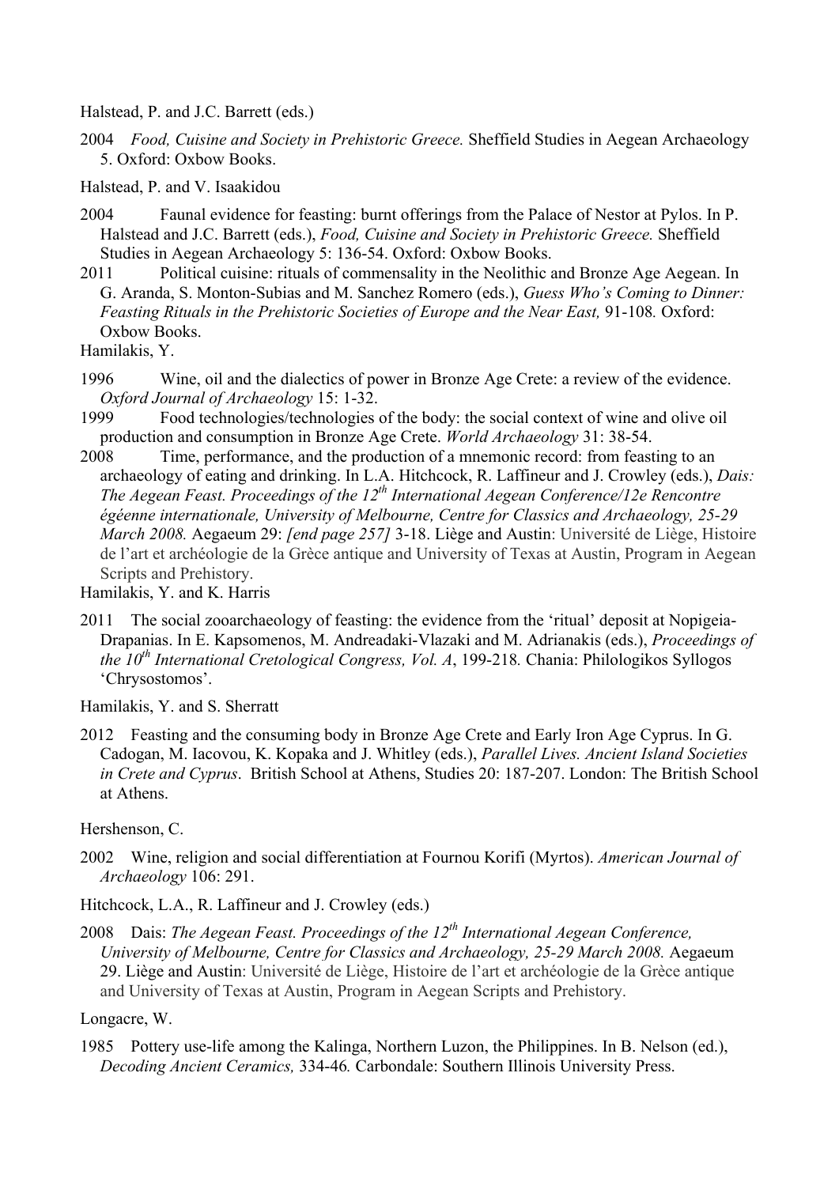Halstead, P. and J.C. Barrett (eds.)

2004 *Food, Cuisine and Society in Prehistoric Greece.* Sheffield Studies in Aegean Archaeology 5. Oxford: Oxbow Books.

Halstead, P. and V. Isaakidou

2004 Faunal evidence for feasting: burnt offerings from the Palace of Nestor at Pylos. In P. Halstead and J.C. Barrett (eds.), *Food, Cuisine and Society in Prehistoric Greece.* Sheffield Studies in Aegean Archaeology 5: 136-54. Oxford: Oxbow Books.

2011 Political cuisine: rituals of commensality in the Neolithic and Bronze Age Aegean. In G. Aranda, S. Monton-Subias and M. Sanchez Romero (eds.), *Guess Who's Coming to Dinner: Feasting Rituals in the Prehistoric Societies of Europe and the Near East,* 91-108. Oxford: Oxbow Books.

Hamilakis, Y.

1996 Wine, oil and the dialectics of power in Bronze Age Crete: a review of the evidence. *Oxford Journal of Archaeology* 15: 1-32.

1999 Food technologies/technologies of the body: the social context of wine and olive oil production and consumption in Bronze Age Crete. *World Archaeology* 31: 38-54.

2008 Time, performance, and the production of a mnemonic record: from feasting to an archaeology of eating and drinking. In L.A. Hitchcock, R. Laffineur and J. Crowley (eds.), *Dais: The Aegean Feast. Proceedings of the 12th International Aegean Conference/12e Rencontre égéenne internationale, University of Melbourne, Centre for Classics and Archaeology, 25-29 March 2008.* Aegaeum 29: *[end page 257]* 3-18. Liège and Austin: Université de Liège, Histoire de l'art et archéologie de la Grèce antique and University of Texas at Austin, Program in Aegean Scripts and Prehistory.

Hamilakis, Y. and K. Harris

2011 The social zooarchaeology of feasting: the evidence from the 'ritual' deposit at Nopigeia-Drapanias. In E. Kapsomenos, M. Andreadaki-Vlazaki and M. Adrianakis (eds.), *Proceedings of the 10th International Cretological Congress, Vol. A*, 199-218. Chania: Philologikos Syllogos 'Chrysostomos'.

Hamilakis, Y. and S. Sherratt

2012 Feasting and the consuming body in Bronze Age Crete and Early Iron Age Cyprus. In G. Cadogan, M. Iacovou, K. Kopaka and J. Whitley (eds.), *Parallel Lives. Ancient Island Societies in Crete and Cyprus*. British School at Athens, Studies 20: 187-207. London: The British School at Athens.

Hershenson, C.

2002 Wine, religion and social differentiation at Fournou Korifi (Myrtos). *American Journal of Archaeology* 106: 291.

Hitchcock, L.A., R. Laffineur and J. Crowley (eds.)

2008 Dais: *The Aegean Feast. Proceedings of the 12th International Aegean Conference, University of Melbourne, Centre for Classics and Archaeology, 25-29 March 2008.* Aegaeum 29. Liège and Austin: Université de Liège, Histoire de l'art et archéologie de la Grèce antique and University of Texas at Austin, Program in Aegean Scripts and Prehistory.

Longacre, W.

1985 Pottery use-life among the Kalinga, Northern Luzon, the Philippines. In B. Nelson (ed.), *Decoding Ancient Ceramics,* 334-46*.* Carbondale: Southern Illinois University Press.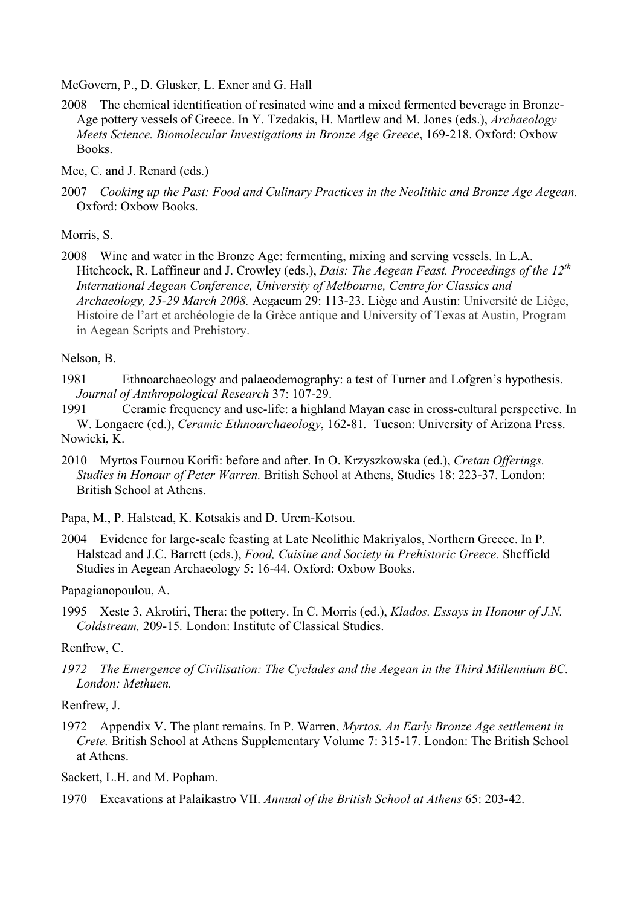McGovern, P., D. Glusker, L. Exner and G. Hall

2008 The chemical identification of resinated wine and a mixed fermented beverage in Bronze-Age pottery vessels of Greece. In Y. Tzedakis, H. Martlew and M. Jones (eds.), *Archaeology Meets Science. Biomolecular Investigations in Bronze Age Greece*, 169-218. Oxford: Oxbow Books.

Mee, C. and J. Renard (eds.)

2007 *Cooking up the Past: Food and Culinary Practices in the Neolithic and Bronze Age Aegean.* Oxford: Oxbow Books.

Morris, S.

2008 Wine and water in the Bronze Age: fermenting, mixing and serving vessels. In L.A. Hitchcock, R. Laffineur and J. Crowley (eds.), *Dais: The Aegean Feast. Proceedings of the 12th International Aegean Conference, University of Melbourne, Centre for Classics and Archaeology, 25-29 March 2008.* Aegaeum 29: 113-23. Liège and Austin: Université de Liège, Histoire de l'art et archéologie de la Grèce antique and University of Texas at Austin, Program in Aegean Scripts and Prehistory.

Nelson, B.

1981 Ethnoarchaeology and palaeodemography: a test of Turner and Lofgren's hypothesis. *Journal of Anthropological Research* 37: 107-29.

1991 Ceramic frequency and use-life: a highland Mayan case in cross-cultural perspective. In W. Longacre (ed.), *Ceramic Ethnoarchaeology*, 162-81. Tucson: University of Arizona Press.

Nowicki, K.

2010 Myrtos Fournou Korifi: before and after. In O. Krzyszkowska (ed.), *Cretan Offerings. Studies in Honour of Peter Warren.* British School at Athens, Studies 18: 223-37. London: British School at Athens.

Papa, M., P. Halstead, K. Kotsakis and D. Urem-Kotsou.

2004 Evidence for large-scale feasting at Late Neolithic Makriyalos, Northern Greece. In P. Halstead and J.C. Barrett (eds.), *Food, Cuisine and Society in Prehistoric Greece.* Sheffield Studies in Aegean Archaeology 5: 16-44. Oxford: Oxbow Books.

Papagianopoulou, A.

1995 Xeste 3, Akrotiri, Thera: the pottery. In C. Morris (ed.), *Klados. Essays in Honour of J.N. Coldstream,* 209-15. London: Institute of Classical Studies.

Renfrew, C.

*1972 The Emergence of Civilisation: The Cyclades and the Aegean in the Third Millennium BC. London: Methuen.*

Renfrew, J.

1972 Appendix V. The plant remains. In P. Warren, *Myrtos. An Early Bronze Age settlement in Crete.* British School at Athens Supplementary Volume 7: 315-17. London: The British School at Athens.

Sackett, L.H. and M. Popham.

1970 Excavations at Palaikastro VII. *Annual of the British School at Athens* 65: 203-42.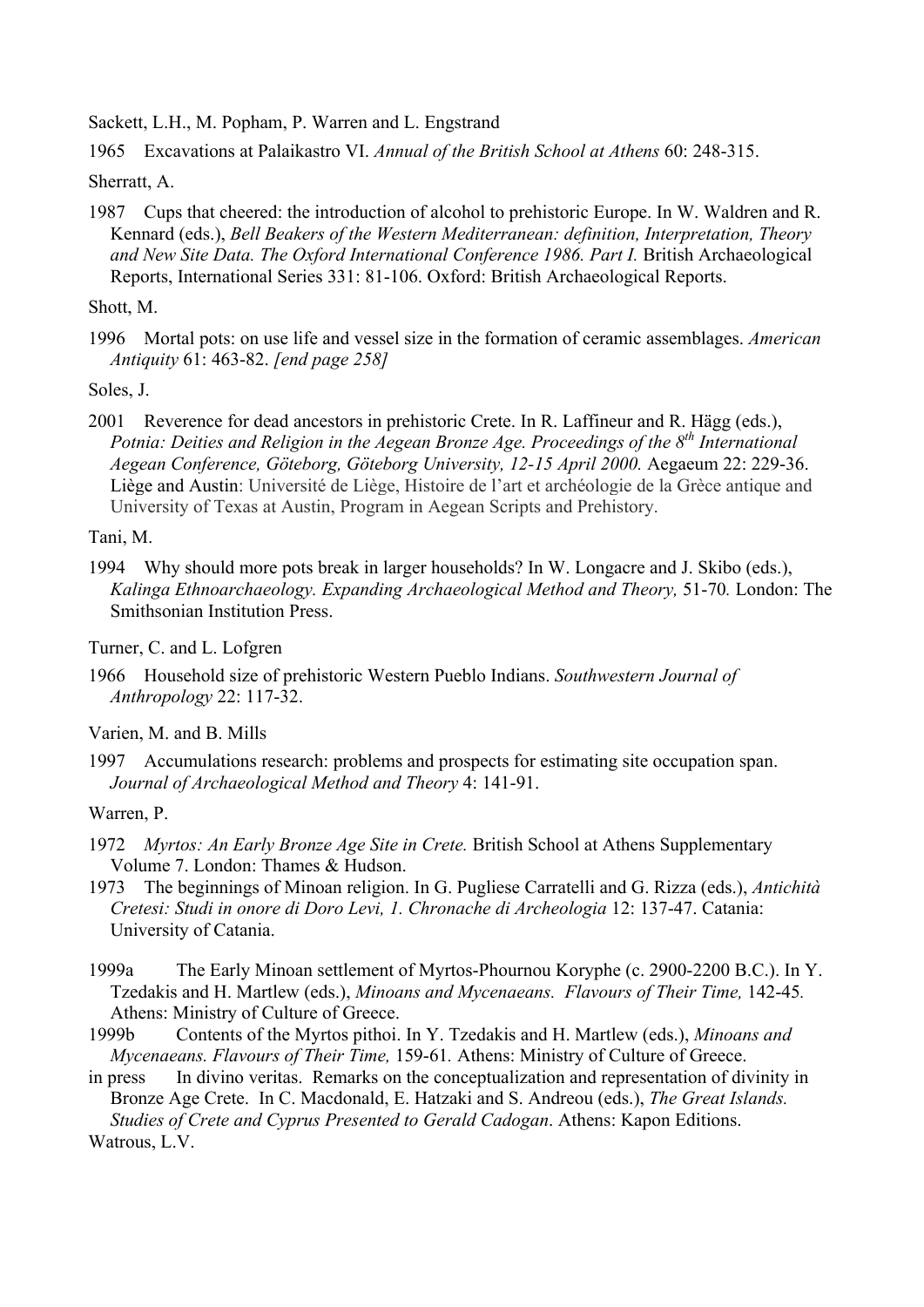Sackett, L.H., M. Popham, P. Warren and L. Engstrand

1965 Excavations at Palaikastro VI. *Annual of the British School at Athens* 60: 248-315.

Sherratt, A.

1987 Cups that cheered: the introduction of alcohol to prehistoric Europe. In W. Waldren and R. Kennard (eds.), *Bell Beakers of the Western Mediterranean: definition, Interpretation, Theory and New Site Data. The Oxford International Conference 1986. Part I.* British Archaeological Reports, International Series 331: 81-106. Oxford: British Archaeological Reports.

Shott, M.

1996 Mortal pots: on use life and vessel size in the formation of ceramic assemblages. *American Antiquity* 61: 463-82. *[end page 258]*

Soles, J.

2001 Reverence for dead ancestors in prehistoric Crete. In R. Laffineur and R. Hägg (eds.), *Potnia: Deities and Religion in the Aegean Bronze Age. Proceedings of the 8th International Aegean Conference, Göteborg, Göteborg University, 12-15 April 2000.* Aegaeum 22: 229-36. Liège and Austin: Université de Liège, Histoire de l'art et archéologie de la Grèce antique and University of Texas at Austin, Program in Aegean Scripts and Prehistory.

Tani, M.

1994 Why should more pots break in larger households? In W. Longacre and J. Skibo (eds.), *Kalinga Ethnoarchaeology. Expanding Archaeological Method and Theory,* 51-70. London: The Smithsonian Institution Press.

Turner, C. and L. Lofgren

1966 Household size of prehistoric Western Pueblo Indians. *Southwestern Journal of Anthropology* 22: 117-32.

Varien, M. and B. Mills

1997 Accumulations research: problems and prospects for estimating site occupation span. *Journal of Archaeological Method and Theory* 4: 141-91.

Warren, P.

1972 *Myrtos: An Early Bronze Age Site in Crete.* British School at Athens Supplementary Volume 7. London: Thames & Hudson.

1973 The beginnings of Minoan religion. In G. Pugliese Carratelli and G. Rizza (eds.), *Antichità Cretesi: Studi in onore di Doro Levi, 1. Chronache di Archeologia* 12: 137-47. Catania: University of Catania.

1999a The Early Minoan settlement of Myrtos-Phournou Koryphe (c. 2900-2200 B.C.). In Y. Tzedakis and H. Martlew (eds.), *Minoans and Mycenaeans. Flavours of Their Time,* 142-45. Athens: Ministry of Culture of Greece.

1999b Contents of the Myrtos pithoi. In Y. Tzedakis and H. Martlew (eds.), *Minoans and Mycenaeans. Flavours of Their Time,* 159-61. Athens: Ministry of Culture of Greece.

in press In divino veritas. Remarks on the conceptualization and representation of divinity in Bronze Age Crete. In C. Macdonald, E. Hatzaki and S. Andreou (eds.), *The Great Islands. Studies of Crete and Cyprus Presented to Gerald Cadogan*. Athens: Kapon Editions.

Watrous, L.V.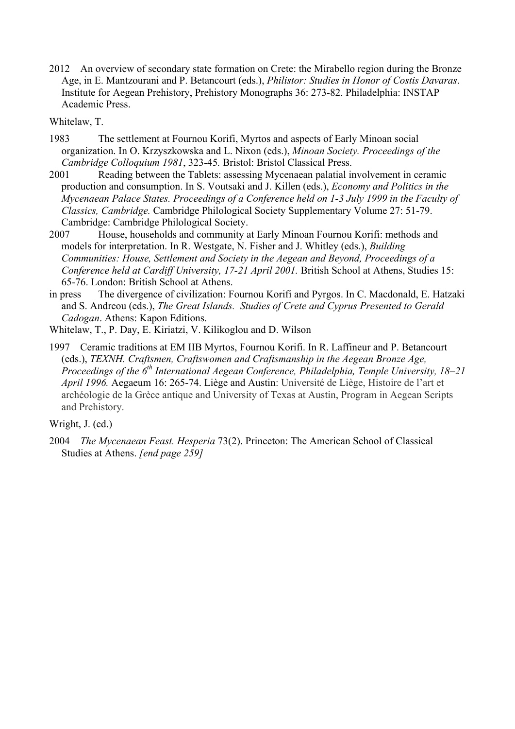2012 An overview of secondary state formation on Crete: the Mirabello region during the Bronze Age, in E. Mantzourani and P. Betancourt (eds.), *Philistor: Studies in Honor of Costis Davaras*. Institute for Aegean Prehistory, Prehistory Monographs 36: 273-82. Philadelphia: INSTAP Academic Press.

Whitelaw, T.

1983 The settlement at Fournou Korifi, Myrtos and aspects of Early Minoan social organization. In O. Krzyszkowska and L. Nixon (eds.), *Minoan Society. Proceedings of the Cambridge Colloquium 1981*, 323-45. Bristol: Bristol Classical Press.

2001 Reading between the Tablets: assessing Mycenaean palatial involvement in ceramic production and consumption. In S. Voutsaki and J. Killen (eds.), *Economy and Politics in the Mycenaean Palace States. Proceedings of a Conference held on 1-3 July 1999 in the Faculty of Classics, Cambridge.* Cambridge Philological Society Supplementary Volume 27: 51-79. Cambridge: Cambridge Philological Society.

2007 House, households and community at Early Minoan Fournou Korifi: methods and models for interpretation. In R. Westgate, N. Fisher and J. Whitley (eds.), *Building Communities: House, Settlement and Society in the Aegean and Beyond, Proceedings of a Conference held at Cardiff University, 17-21 April 2001.* British School at Athens, Studies 15: 65-76. London: British School at Athens.

in press The divergence of civilization: Fournou Korifi and Pyrgos. In C. Macdonald, E. Hatzaki and S. Andreou (eds.), *The Great Islands. Studies of Crete and Cyprus Presented to Gerald Cadogan*. Athens: Kapon Editions.

Whitelaw, T., P. Day, E. Kiriatzi, V. Kilikoglou and D. Wilson

1997 Ceramic traditions at EM IIB Myrtos, Fournou Korifi. In R. Laffineur and P. Betancourt (eds.), *TEXNH. Craftsmen, Craftswomen and Craftsmanship in the Aegean Bronze Age, Proceedings of the 6th International Aegean Conference, Philadelphia, Temple University, 18–21 April 1996.* Aegaeum 16: 265-74. Liège and Austin: Université de Liège, Histoire de l'art et archéologie de la Grèce antique and University of Texas at Austin, Program in Aegean Scripts and Prehistory.

Wright, J. (ed.)

2004 *The Mycenaean Feast. Hesperia* 73(2). Princeton: The American School of Classical Studies at Athens. *[end page 259]*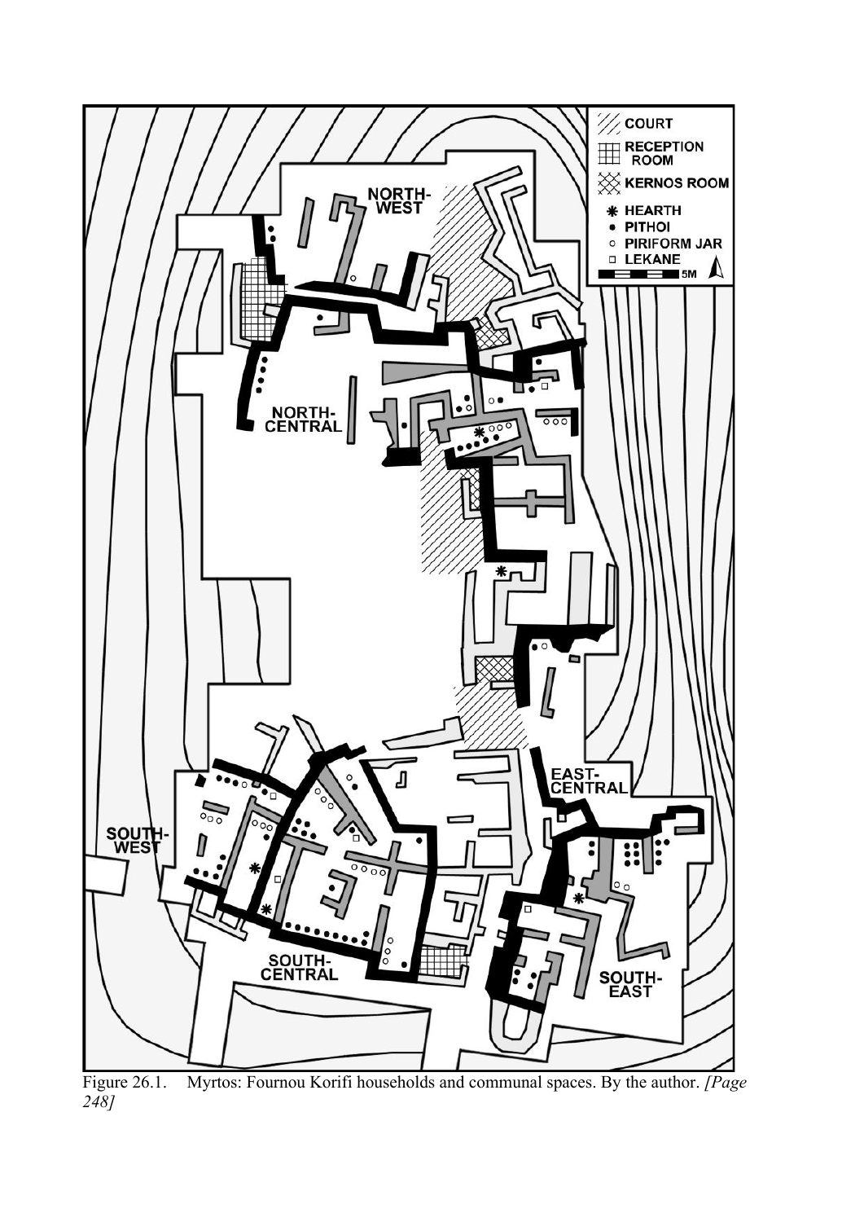Figure 26.1. Myrtos: Fournou Korifi households and communal spaces. By the author. *[Page 248]*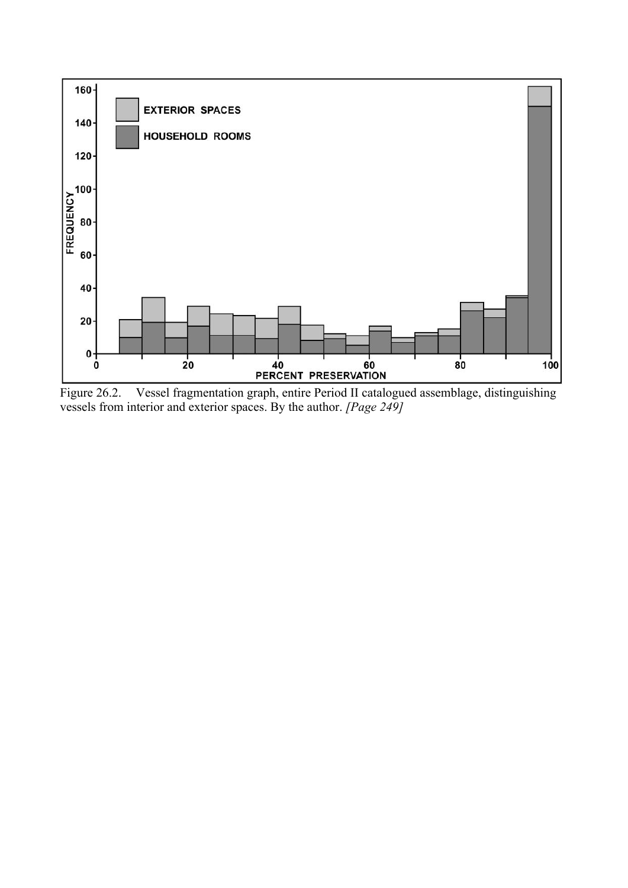Figure 26.2. Vessel fragmentation graph, entire Period II catalogued assemblage, distinguishing vessels from interior and exterior spaces. By the author. *[Page 249]*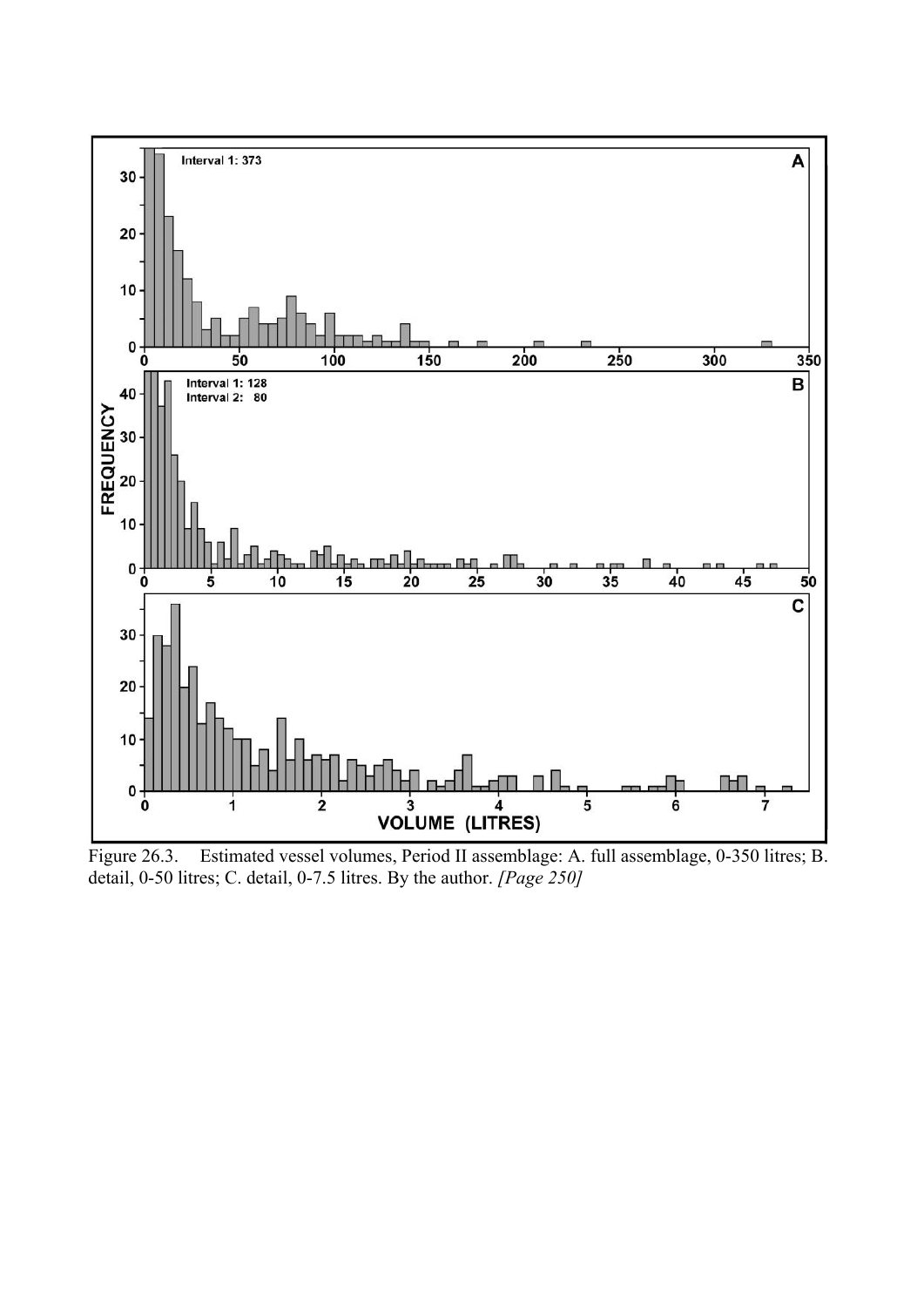Figure 26.3. Estimated vessel volumes, Period II assemblage: A. full assemblage, 0-350 litres; B. detail, 0-50 litres; C. detail, 0-7.5 litres. By the author. *[Page 250]*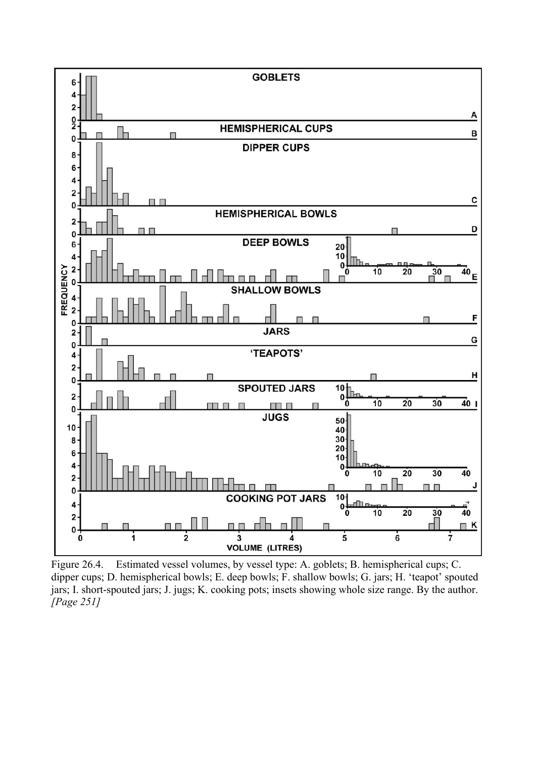Figure 26.4. Estimated vessel volumes, by vessel type: A. goblets; B. hemispherical cups; C. dipper cups; D. hemispherical bowls; E. deep bowls; F. shallow bowls; G. jars; H. 'teapot' spouted jars; I. short-spouted jars; J. jugs; K. cooking pots; insets showing whole size range. By the author. *[Page 251]*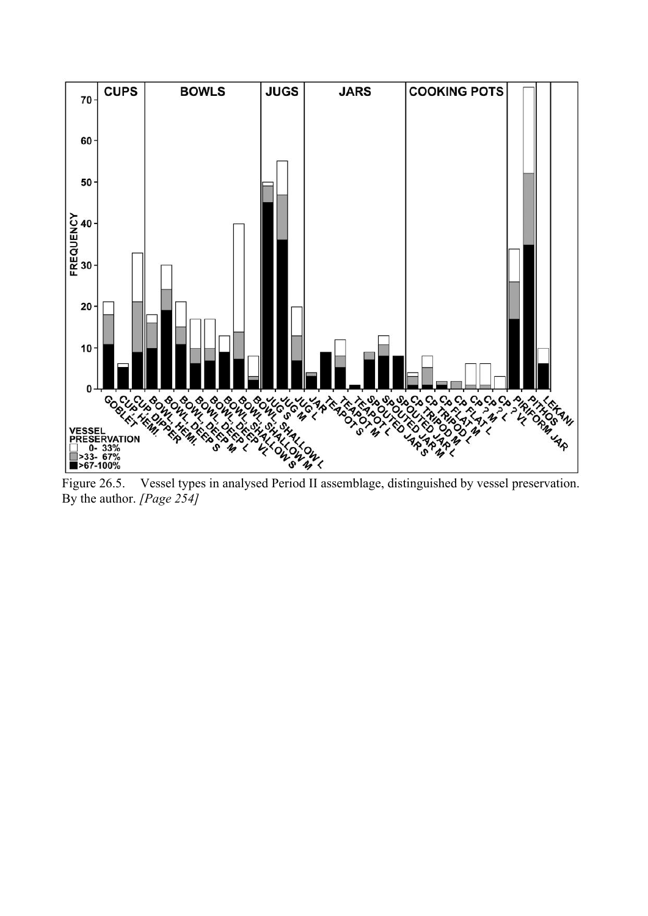Figure 26.5. Vessel types in analysed Period II assemblage, distinguished by vessel preservation. By the author. *[Page 254]*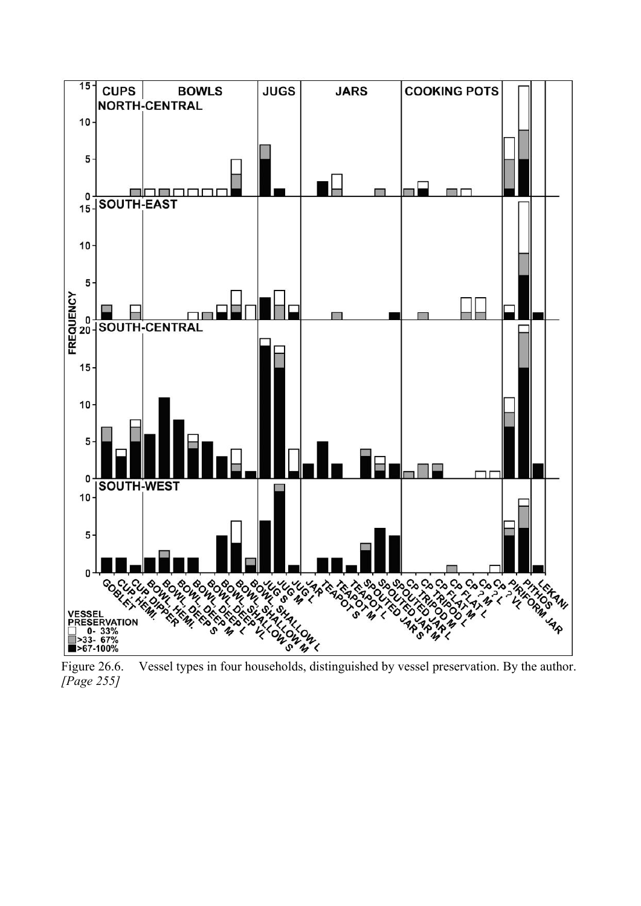CUPS
BOWLS
JUGS
JARS
COOKING POTS

NORTH-CENTRAL

SOUTH-EAST

SOUTH-CENTRAL

SOUTH-WEST

FREQUENCY

0
5
10
15
20

GOBLET
CUP, HEMI.
CUP, DIPPER
BOWL, HEMI.
BOWL, DEEP S
BOWL, DEEP M
BOWL, DEEP L
BOWL, DEEP VL
BOWL, SHALLOW S
BOWL, SHALLOW M
BOWL, SHALLOW L
JUG S
JUG M
JUG L
JAR
TEAPOT S
TEAPOT M
TEAPOT L
SPOUTED JAR S
SPOUTED JAR M
SPOUTED JAR L
CP TRIPOD M
CP TRIPOD L
CP FLAT M
CP FLAT L
CP ? M
CP ? L
CP ? VL
PIRIFORM JAR
PITHOS
LEKANI

VESSEL PRESERVATION
0- 33%
>33- 67%
>67-100%

Figure 26.6. Vessel types in four households, distinguished by vessel preservation. By the author. *[Page 255]*